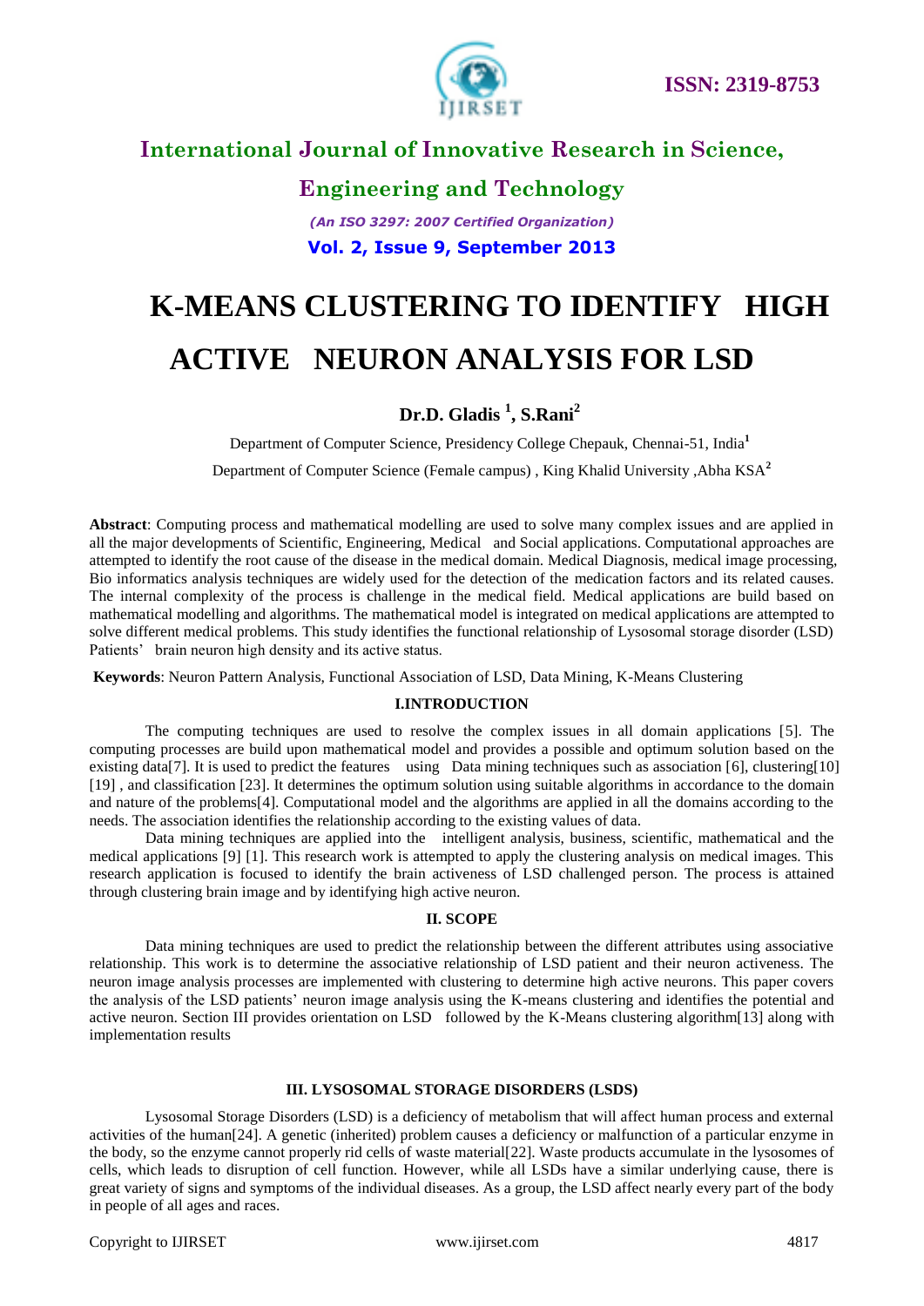# K-MEANS CLUSTERING TO IDENTIFY HIGH ACTIVE NEURON ANALYSIS FOR LSD

**Dr.D. Gladis [1], S.Rani[2]**

Department of Computer Science, Presidency College Chepauk, Chennai-51, India[1]

Department of Computer Science (Female campus) , King Khalid University ,Abha KSA[2]

**Abstract**: Computing process and mathematical modelling are used to solve many complex issues and are applied in all the major developments of Scientific, Engineering, Medical and Social applications. Computational approaches are attempted to identify the root cause of the disease in the medical domain. Medical Diagnosis, medical image processing, Bio informatics analysis techniques are widely used for the detection of the medication factors and its related causes. The internal complexity of the process is challenge in the medical field. Medical applications are build based on mathematical modelling and algorithms. The mathematical model is integrated on medical applications are attempted to solve different medical problems. This study identifies the functional relationship of Lysosomal storage disorder (LSD) Patients' brain neuron high density and its active status.

**Keywords**: Neuron Pattern Analysis, Functional Association of LSD, Data Mining, K-Means Clustering

## I.INTRODUCTION

The computing techniques are used to resolve the complex issues in all domain applications [5]. The computing processes are build upon mathematical model and provides a possible and optimum solution based on the existing data[7]. It is used to predict the features using Data mining techniques such as association [6], clustering[10] [19] , and classification [23]. It determines the optimum solution using suitable algorithms in accordance to the domain and nature of the problems[4]. Computational model and the algorithms are applied in all the domains according to the needs. The association identifies the relationship according to the existing values of data.

Data mining techniques are applied into the intelligent analysis, business, scientific, mathematical and the medical applications [9] [1]. This research work is attempted to apply the clustering analysis on medical images. This research application is focused to identify the brain activeness of LSD challenged person. The process is attained through clustering brain image and by identifying high active neuron.

## II. SCOPE

Data mining techniques are used to predict the relationship between the different attributes using associative relationship. This work is to determine the associative relationship of LSD patient and their neuron activeness. The neuron image analysis processes are implemented with clustering to determine high active neurons. This paper covers the analysis of the LSD patients' neuron image analysis using the K-means clustering and identifies the potential and active neuron. Section III provides orientation on LSD followed by the K-Means clustering algorithm[13] along with implementation results

## III. LYSOSOMAL STORAGE DISORDERS (LSDS)

Lysosomal Storage Disorders (LSD) is a deficiency of metabolism that will affect human process and external activities of the human[24]. A genetic (inherited) problem causes a deficiency or malfunction of a particular enzyme in the body, so the enzyme cannot properly rid cells of waste material[22]. Waste products accumulate in the lysosomes of cells, which leads to disruption of cell function. However, while all LSDs have a similar underlying cause, there is great variety of signs and symptoms of the individual diseases. As a group, the LSD affect nearly every part of the body in people of all ages and races.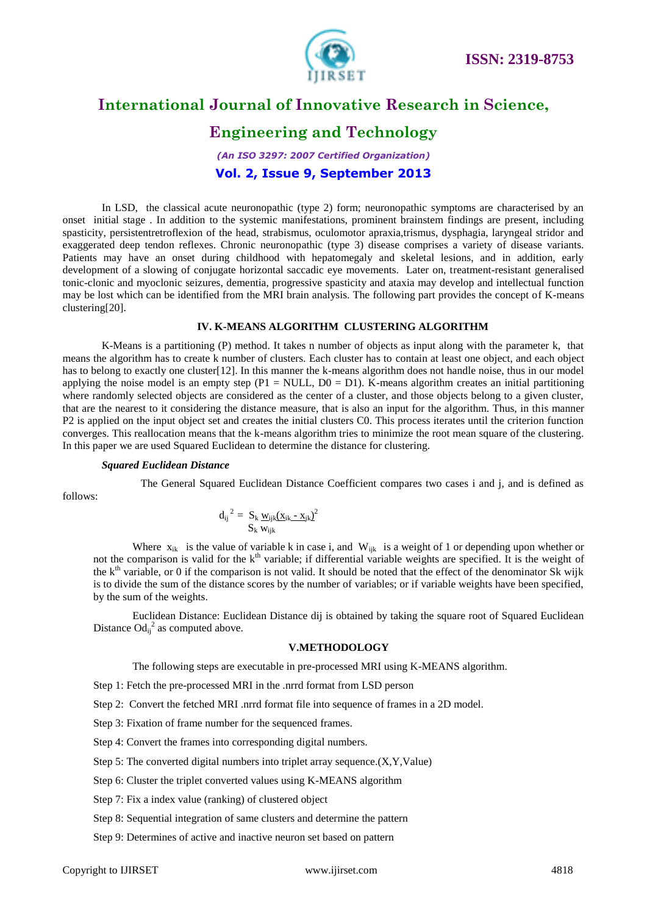In LSD, the classical acute neuronopathic (type 2) form; neuronopathic symptoms are characterised by an onset initial stage . In addition to the systemic manifestations, prominent brainstem findings are present, including spasticity, persistentretroflexion of the head, strabismus, oculomotor apraxia,trismus, dysphagia, laryngeal stridor and exaggerated deep tendon reflexes. Chronic neuronopathic (type 3) disease comprises a variety of disease variants. Patients may have an onset during childhood with hepatomegaly and skeletal lesions, and in addition, early development of a slowing of conjugate horizontal saccadic eye movements. Later on, treatment-resistant generalised tonic-clonic and myoclonic seizures, dementia, progressive spasticity and ataxia may develop and intellectual function may be lost which can be identified from the MRI brain analysis. The following part provides the concept of K-means clustering[20].

## IV. K-MEANS ALGORITHM CLUSTERING ALGORITHM

K-Means is a partitioning (P) method. It takes n number of objects as input along with the parameter k, that means the algorithm has to create k number of clusters. Each cluster has to contain at least one object, and each object has to belong to exactly one cluster[12]. In this manner the k-means algorithm does not handle noise, thus in our model applying the noise model is an empty step (P1 = NULL, D0 = D1). K-means algorithm creates an initial partitioning where randomly selected objects are considered as the center of a cluster, and those objects belong to a given cluster, that are the nearest to it considering the distance measure, that is also an input for the algorithm. Thus, in this manner P2 is applied on the input object set and creates the initial clusters C0. This process iterates until the criterion function converges. This reallocation means that the k-means algorithm tries to minimize the root mean square of the clustering. In this paper we are used Squared Euclidean to determine the distance for clustering.

### *Squared Euclidean Distance*

The General Squared Euclidean Distance Coefficient compares two cases i and j, and is defined as follows:

$$d_{ij}^{\ 2} = \frac{S_k\ w_{ijk}(x_{ik} - x_{jk})^2}{S_k\ w_{ijk}}$$

Where $x_{ik}$ is the value of variable k in case i, and $W_{ijk}$ is a weight of 1 or depending upon whether or not the comparison is valid for the $k^{th}$ variable; if differential variable weights are specified. It is the weight of the $k^{th}$ variable, or 0 if the comparison is not valid. It should be noted that the effect of the denominator Sk wijk is to divide the sum of the distance scores by the number of variables; or if variable weights have been specified, by the sum of the weights.

Euclidean Distance: Euclidean Distance dij is obtained by taking the square root of Squared Euclidean Distance $Od_{ij}^{\ 2}$ as computed above.

## V.METHODOLOGY

The following steps are executable in pre-processed MRI using K-MEANS algorithm.

Step 1: Fetch the pre-processed MRI in the .nrrd format from LSD person

Step 2: Convert the fetched MRI .nrrd format file into sequence of frames in a 2D model.

Step 3: Fixation of frame number for the sequenced frames.

Step 4: Convert the frames into corresponding digital numbers.

Step 5: The converted digital numbers into triplet array sequence.(X,Y,Value)

Step 6: Cluster the triplet converted values using K-MEANS algorithm

Step 7: Fix a index value (ranking) of clustered object

Step 8: Sequential integration of same clusters and determine the pattern

Step 9: Determines of active and inactive neuron set based on pattern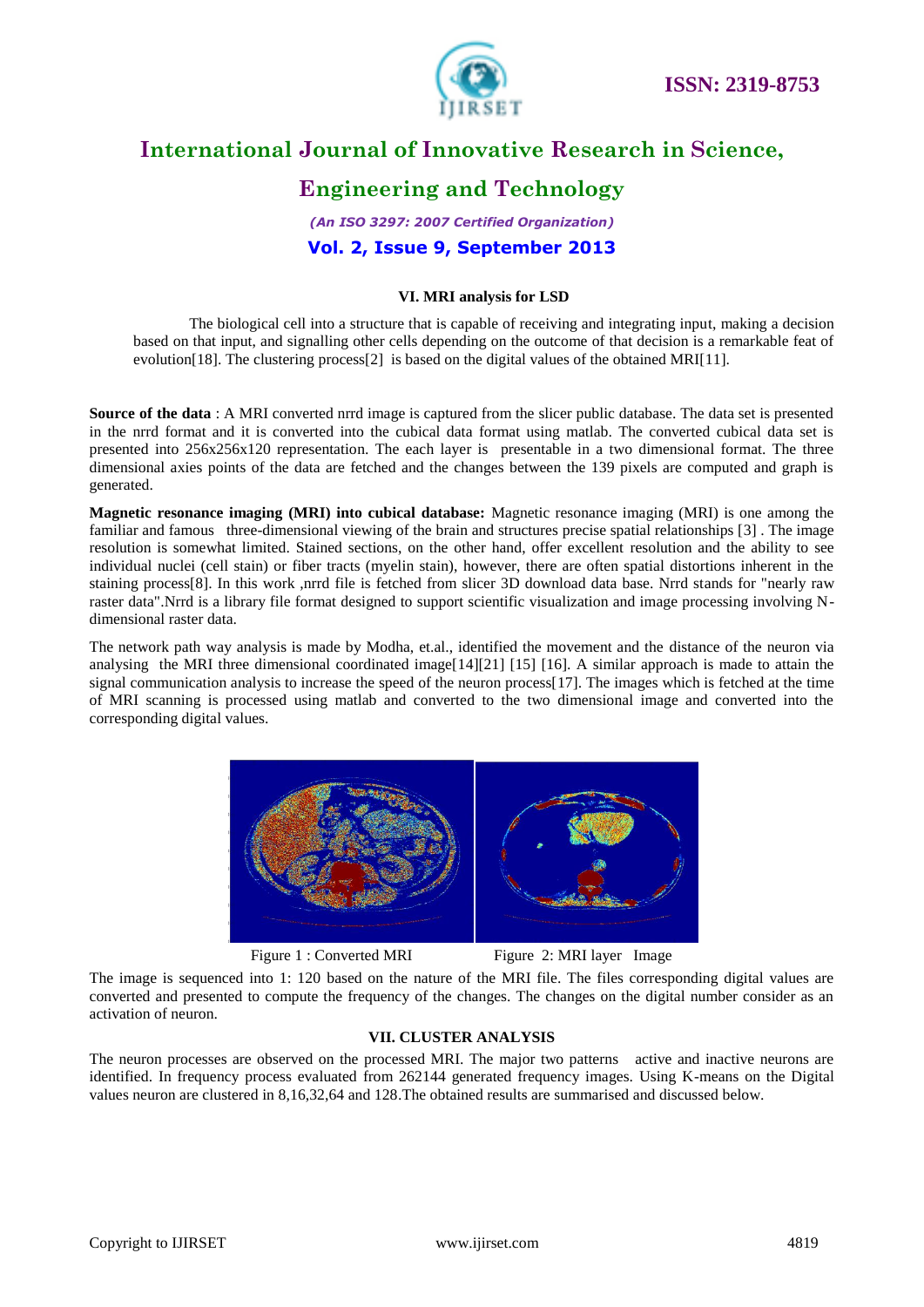### VI. MRI analysis for LSD

The biological cell into a structure that is capable of receiving and integrating input, making a decision based on that input, and signalling other cells depending on the outcome of that decision is a remarkable feat of evolution[18]. The clustering process[2] is based on the digital values of the obtained MRI[11].

**Source of the data** : A MRI converted nrrd image is captured from the slicer public database. The data set is presented in the nrrd format and it is converted into the cubical data format using matlab. The converted cubical data set is presented into 256x256x120 representation. The each layer is presentable in a two dimensional format. The three dimensional axies points of the data are fetched and the changes between the 139 pixels are computed and graph is generated.

**Magnetic resonance imaging (MRI) into cubical database:** Magnetic resonance imaging (MRI) is one among the familiar and famous three-dimensional viewing of the brain and structures precise spatial relationships [3] . The image resolution is somewhat limited. Stained sections, on the other hand, offer excellent resolution and the ability to see individual nuclei (cell stain) or fiber tracts (myelin stain), however, there are often spatial distortions inherent in the staining process[8]. In this work ,nrrd file is fetched from slicer 3D download data base. Nrrd stands for "nearly raw raster data".Nrrd is a library file format designed to support scientific visualization and image processing involving N-dimensional raster data.

The network path way analysis is made by Modha, et.al., identified the movement and the distance of the neuron via analysing the MRI three dimensional coordinated image[14][21] [15] [16]. A similar approach is made to attain the signal communication analysis to increase the speed of the neuron process[17]. The images which is fetched at the time of MRI scanning is processed using matlab and converted to the two dimensional image and converted into the corresponding digital values.

Figure 1 : Converted MRI    Figure 2: MRI layer Image

The image is sequenced into 1: 120 based on the nature of the MRI file. The files corresponding digital values are converted and presented to compute the frequency of the changes. The changes on the digital number consider as an activation of neuron.

### VII. CLUSTER ANALYSIS

The neuron processes are observed on the processed MRI. The major two patterns active and inactive neurons are identified. In frequency process evaluated from 262144 generated frequency images. Using K-means on the Digital values neuron are clustered in 8,16,32,64 and 128.The obtained results are summarised and discussed below.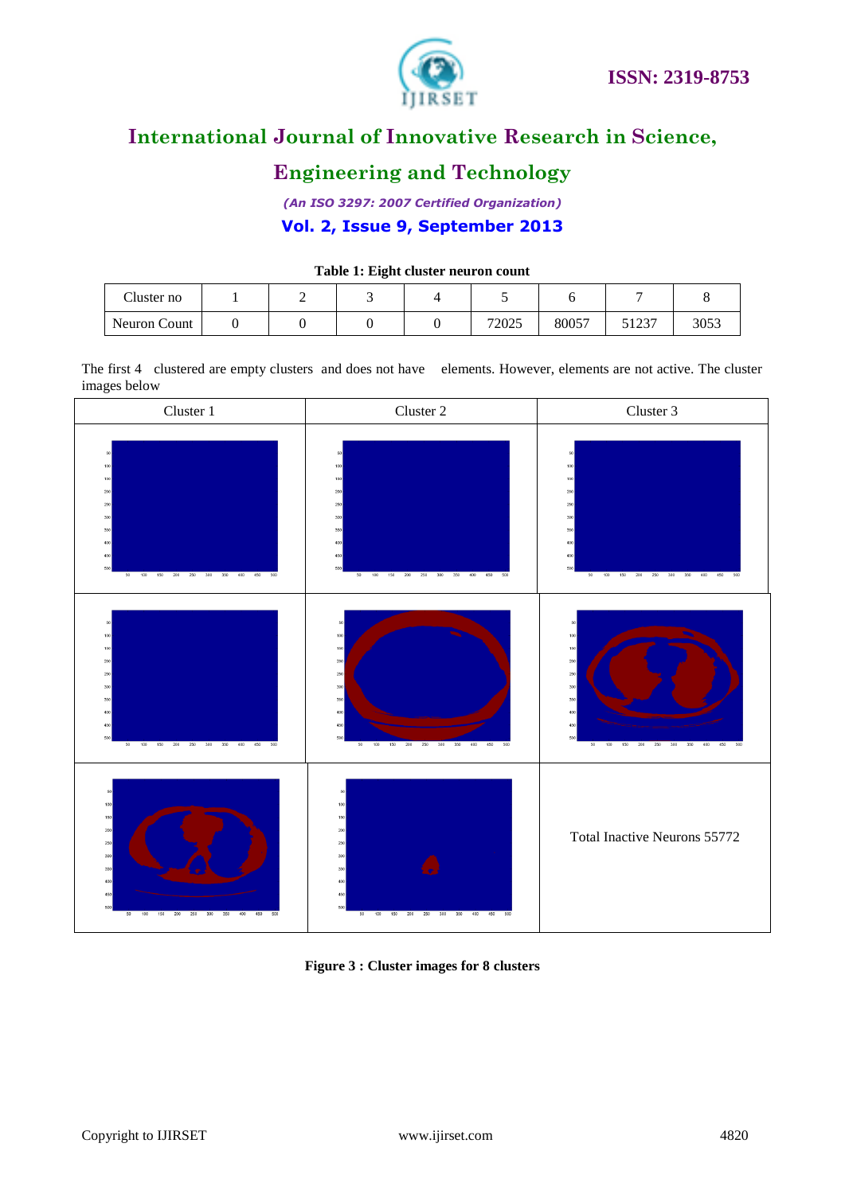**Table 1: Eight cluster neuron count**

| Cluster no | 1 | 2 | 3 | 4 | 5 | 6 | 7 | 8 |
|---|---|---|---|---|---|---|---|---|
| Neuron Count | 0 | 0 | 0 | 0 | 72025 | 80057 | 51237 | 3053 |

The first 4 clustered are empty clusters and does not have elements. However, elements are not active. The cluster images below

| Cluster 1 | Cluster 2 | Cluster 3 |
|---|---|---|
| | | |
| | | |
| | | Total Inactive Neurons 55772 |

**Figure 3 : Cluster images for 8 clusters**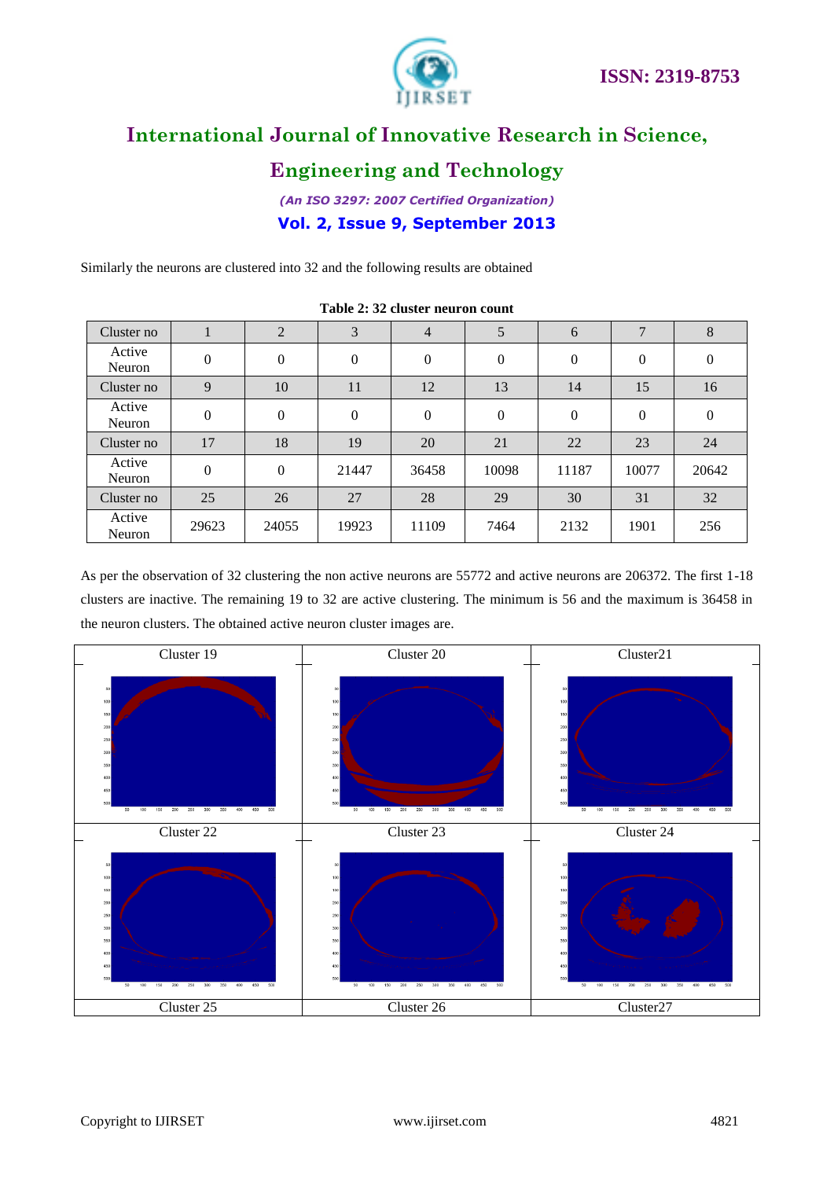Similarly the neurons are clustered into 32 and the following results are obtained

**Table 2: 32 cluster neuron count**

| Cluster no | 1 | 2 | 3 | 4 | 5 | 6 | 7 | 8 |
|---|---|---|---|---|---|---|---|---|
| Active Neuron | 0 | 0 | 0 | 0 | 0 | 0 | 0 | 0 |
| Cluster no | 9 | 10 | 11 | 12 | 13 | 14 | 15 | 16 |
| Active Neuron | 0 | 0 | 0 | 0 | 0 | 0 | 0 | 0 |
| Cluster no | 17 | 18 | 19 | 20 | 21 | 22 | 23 | 24 |
| Active Neuron | 0 | 0 | 21447 | 36458 | 10098 | 11187 | 10077 | 20642 |
| Cluster no | 25 | 26 | 27 | 28 | 29 | 30 | 31 | 32 |
| Active Neuron | 29623 | 24055 | 19923 | 11109 | 7464 | 2132 | 1901 | 256 |

As per the observation of 32 clustering the non active neurons are 55772 and active neurons are 206372. The first 1-18 clusters are inactive. The remaining 19 to 32 are active clustering. The minimum is 56 and the maximum is 36458 in the neuron clusters. The obtained active neuron cluster images are.

| Cluster 19 | Cluster 20 | Cluster21 |
|---|---|---|
| Cluster 22 | Cluster 23 | Cluster 24 |
| Cluster 25 | Cluster 26 | Cluster27 |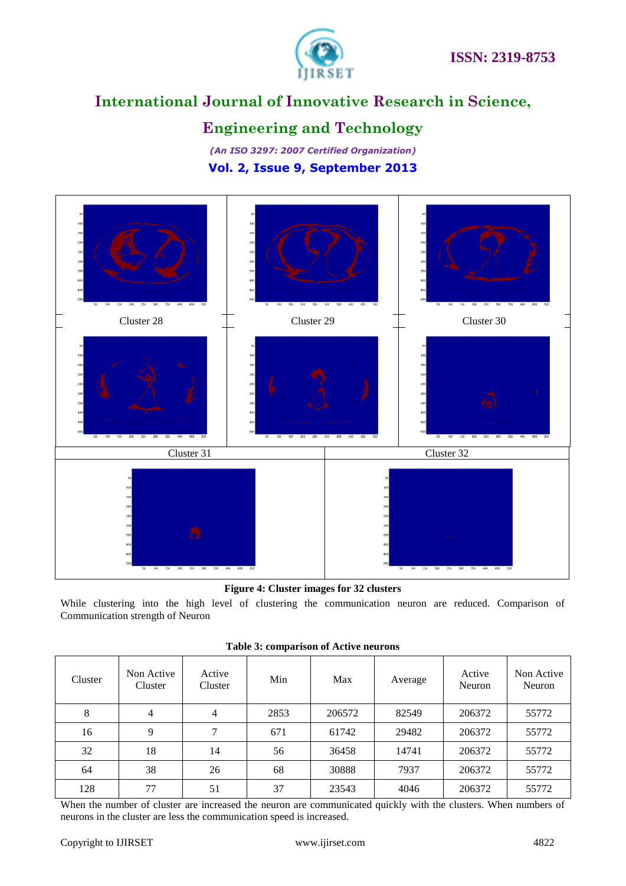Cluster 28

Cluster 29

Cluster 30

Cluster 31

Cluster 32

**Figure 4: Cluster images for 32 clusters**

While clustering into the high level of clustering the communication neuron are reduced. Comparison of Communication strength of Neuron

**Table 3: comparison of Active neurons**

| Cluster | Non Active Cluster | Active Cluster | Min | Max | Average | Active Neuron | Non Active Neuron |
|---|---|---|---|---|---|---|---|
| 8 | 4 | 4 | 2853 | 206572 | 82549 | 206372 | 55772 |
| 16 | 9 | 7 | 671 | 61742 | 29482 | 206372 | 55772 |
| 32 | 18 | 14 | 56 | 36458 | 14741 | 206372 | 55772 |
| 64 | 38 | 26 | 68 | 30888 | 7937 | 206372 | 55772 |
| 128 | 77 | 51 | 37 | 23543 | 4046 | 206372 | 55772 |

When the number of cluster are increased the neuron are communicated quickly with the clusters. When numbers of neurons in the cluster are less the communication speed is increased.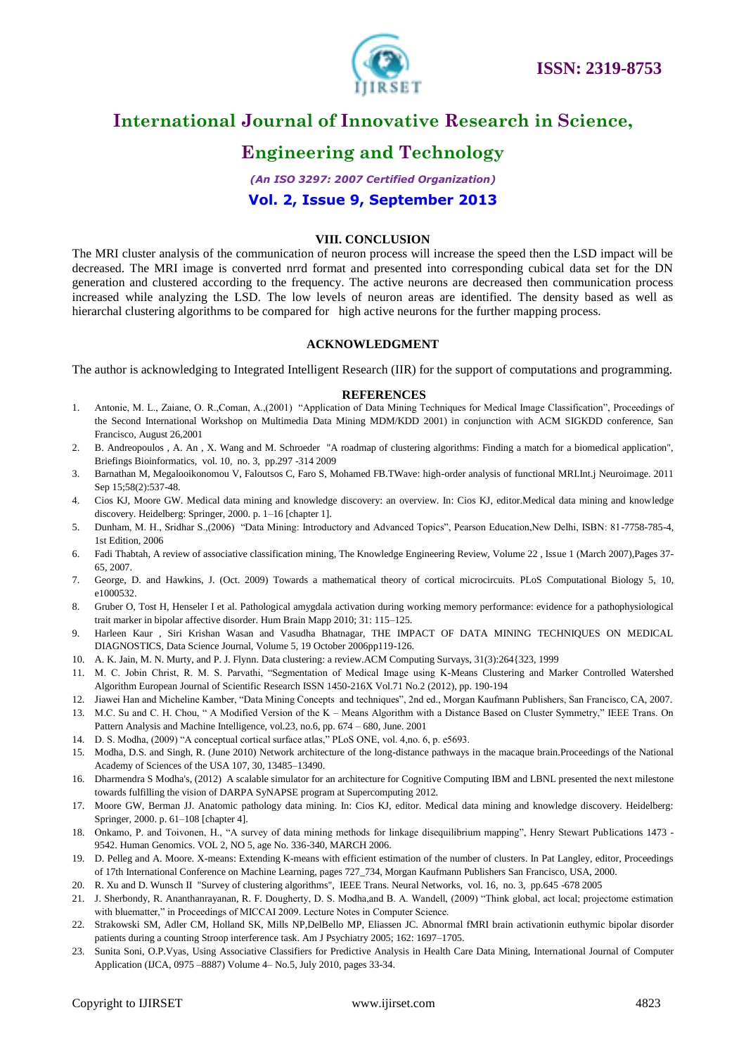## VIII. CONCLUSION

The MRI cluster analysis of the communication of neuron process will increase the speed then the LSD impact will be decreased. The MRI image is converted nrrd format and presented into corresponding cubical data set for the DN generation and clustered according to the frequency. The active neurons are decreased then communication process increased while analyzing the LSD. The low levels of neuron areas are identified. The density based as well as hierarchal clustering algorithms to be compared for high active neurons for the further mapping process.

## ACKNOWLEDGMENT

The author is acknowledging to Integrated Intelligent Research (IIR) for the support of computations and programming.

## REFERENCES

1. Antonie, M. L., Zaiane, O. R.,Coman, A.,(2001) "Application of Data Mining Techniques for Medical Image Classification", Proceedings of the Second International Workshop on Multimedia Data Mining MDM/KDD 2001) in conjunction with ACM SIGKDD conference, San Francisco, August 26,2001
2. B. Andreopoulos , A. An , X. Wang and M. Schroeder "A roadmap of clustering algorithms: Finding a match for a biomedical application", Briefings Bioinformatics, vol. 10, no. 3, pp.297 -314 2009
3. Barnathan M, Megalooikonomou V, Faloutsos C, Faro S, Mohamed FB.TWave: high-order analysis of functional MRI.Int.j Neuroimage. 2011 Sep 15;58(2):537-48.
4. Cios KJ, Moore GW. Medical data mining and knowledge discovery: an overview. In: Cios KJ, editor.Medical data mining and knowledge discovery. Heidelberg: Springer, 2000. p. 1–16 [chapter 1].
5. Dunham, M. H., Sridhar S.,(2006) "Data Mining: Introductory and Advanced Topics", Pearson Education,New Delhi, ISBN: 81-7758-785-4, 1st Edition, 2006
6. Fadi Thabtah, A review of associative classification mining, The Knowledge Engineering Review, Volume 22 , Issue 1 (March 2007),Pages 37-65, 2007.
7. George, D. and Hawkins, J. (Oct. 2009) Towards a mathematical theory of cortical microcircuits. PLoS Computational Biology 5, 10, e1000532.
8. Gruber O, Tost H, Henseler I et al. Pathological amygdala activation during working memory performance: evidence for a pathophysiological trait marker in bipolar affective disorder. Hum Brain Mapp 2010; 31: 115–125.
9. Harleen Kaur , Siri Krishan Wasan and Vasudha Bhatnagar, THE IMPACT OF DATA MINING TECHNIQUES ON MEDICAL DIAGNOSTICS, Data Science Journal, Volume 5, 19 October 2006pp119-126.
10. A. K. Jain, M. N. Murty, and P. J. Flynn. Data clustering: a review.ACM Computing Surveys, 31(3):264{323, 1999
11. M. C. Jobin Christ, R. M. S. Parvathi, "Segmentation of Medical Image using K-Means Clustering and Marker Controlled Watershed Algorithm European Journal of Scientific Research ISSN 1450-216X Vol.71 No.2 (2012), pp. 190-194
12. Jiawei Han and Micheline Kamber, "Data Mining Concepts and techniques", 2nd ed., Morgan Kaufmann Publishers, San Francisco, CA, 2007.
13. M.C. Su and C. H. Chou, " A Modified Version of the K – Means Algorithm with a Distance Based on Cluster Symmetry," IEEE Trans. On Pattern Analysis and Machine Intelligence, vol.23, no.6, pp. 674 – 680, June. 2001
14. D. S. Modha, (2009) "A conceptual cortical surface atlas," PLoS ONE, vol. 4,no. 6, p. e5693.
15. Modha, D.S. and Singh, R. (June 2010) Network architecture of the long-distance pathways in the macaque brain.Proceedings of the National Academy of Sciences of the USA 107, 30, 13485–13490.
16. Dharmendra S Modha's, (2012) A scalable simulator for an architecture for Cognitive Computing IBM and LBNL presented the next milestone towards fulfilling the vision of DARPA SyNAPSE program at Supercomputing 2012.
17. Moore GW, Berman JJ. Anatomic pathology data mining. In: Cios KJ, editor. Medical data mining and knowledge discovery. Heidelberg: Springer, 2000. p. 61–108 [chapter 4].
18. Onkamo, P. and Toivonen, H., "A survey of data mining methods for linkage disequilibrium mapping", Henry Stewart Publications 1473 - 9542. Human Genomics. VOL 2, NO 5, age No. 336-340, MARCH 2006.
19. D. Pelleg and A. Moore. X-means: Extending K-means with efficient estimation of the number of clusters. In Pat Langley, editor, Proceedings of 17th International Conference on Machine Learning, pages 727_734, Morgan Kaufmann Publishers San Francisco, USA, 2000.
20. R. Xu and D. Wunsch II "Survey of clustering algorithms", IEEE Trans. Neural Networks, vol. 16, no. 3, pp.645 -678 2005
21. J. Sherbondy, R. Ananthanrayanan, R. F. Dougherty, D. S. Modha,and B. A. Wandell, (2009) "Think global, act local; projectome estimation with bluematter," in Proceedings of MICCAI 2009. Lecture Notes in Computer Science.
22. Strakowski SM, Adler CM, Holland SK, Mills NP,DelBello MP, Eliassen JC. Abnormal fMRI brain activationin euthymic bipolar disorder patients during a counting Stroop interference task. Am J Psychiatry 2005; 162: 1697–1705.
23. Sunita Soni, O.P.Vyas, Using Associative Classifiers for Predictive Analysis in Health Care Data Mining, International Journal of Computer Application (IJCA, 0975 –8887) Volume 4– No.5, July 2010, pages 33-34.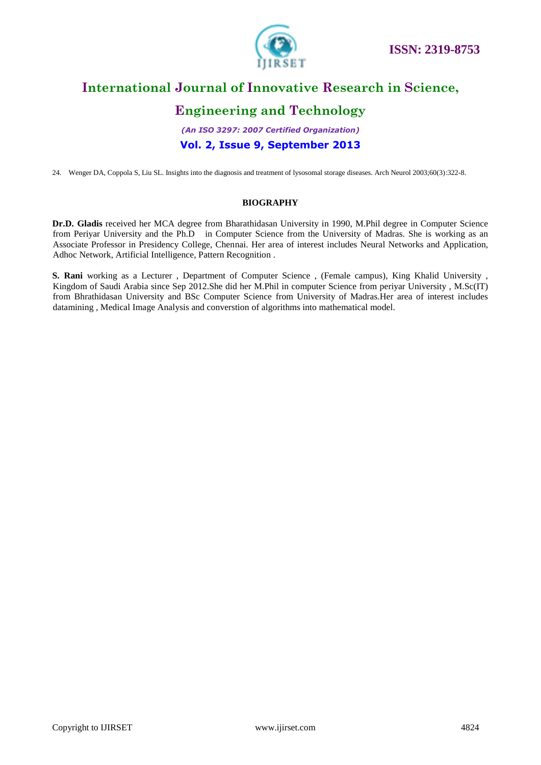24. Wenger DA, Coppola S, Liu SL. Insights into the diagnosis and treatment of lysosomal storage diseases. Arch Neurol 2003;60(3):322-8.

## BIOGRAPHY

**Dr.D. Gladis** received her MCA degree from Bharathidasan University in 1990, M.Phil degree in Computer Science from Periyar University and the Ph.D in Computer Science from the University of Madras. She is working as an Associate Professor in Presidency College, Chennai. Her area of interest includes Neural Networks and Application, Adhoc Network, Artificial Intelligence, Pattern Recognition .

**S. Rani** working as a Lecturer , Department of Computer Science , (Female campus), King Khalid University , Kingdom of Saudi Arabia since Sep 2012.She did her M.Phil in computer Science from periyar University , M.Sc(IT) from Bhrathidasan University and BSc Computer Science from University of Madras.Her area of interest includes datamining , Medical Image Analysis and converstion of algorithms into mathematical model.